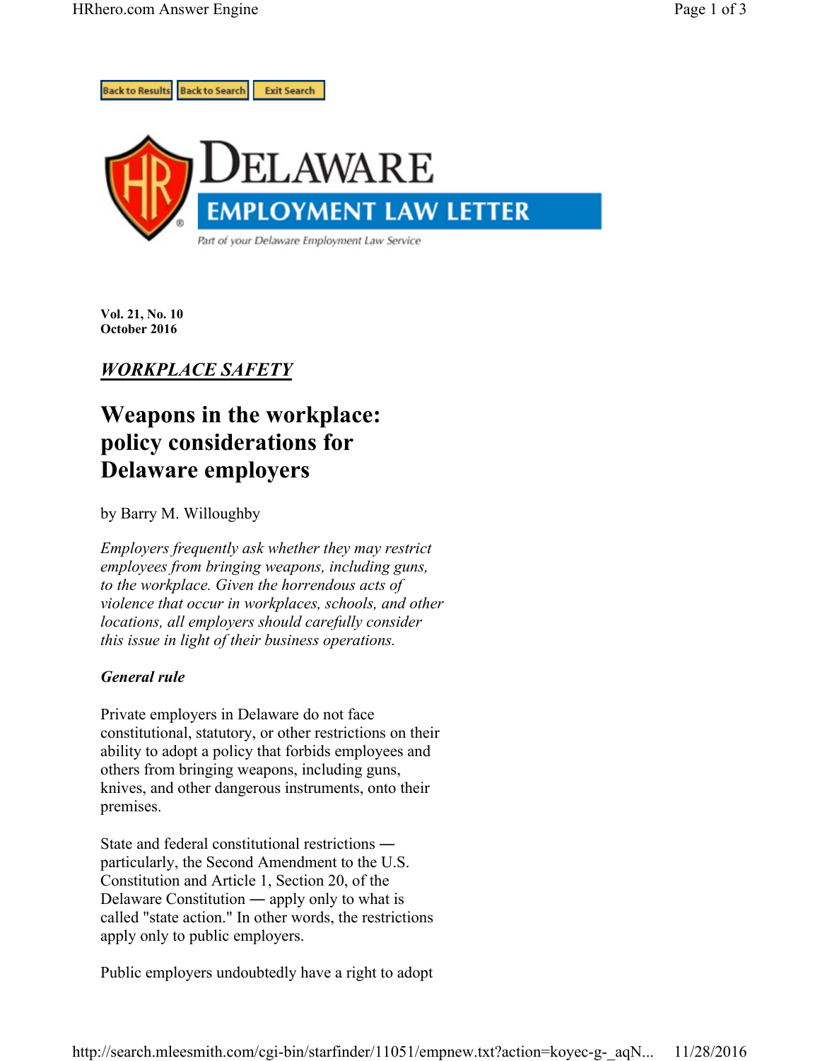# Delaware Employment Law Letter

Part of your Delaware Employment Law Service

**Vol. 21, No. 10**
**October 2016**

***WORKPLACE SAFETY***

## Weapons in the workplace: policy considerations for Delaware employers

by Barry M. Willoughby

*Employers frequently ask whether they may restrict employees from bringing weapons, including guns, to the workplace. Given the horrendous acts of violence that occur in workplaces, schools, and other locations, all employers should carefully consider this issue in light of their business operations.*

### *General rule*

Private employers in Delaware do not face constitutional, statutory, or other restrictions on their ability to adopt a policy that forbids employees and others from bringing weapons, including guns, knives, and other dangerous instruments, onto their premises.

State and federal constitutional restrictions — particularly, the Second Amendment to the U.S. Constitution and Article 1, Section 20, of the Delaware Constitution — apply only to what is called "state action." In other words, the restrictions apply only to public employers.

Public employers undoubtedly have a right to adopt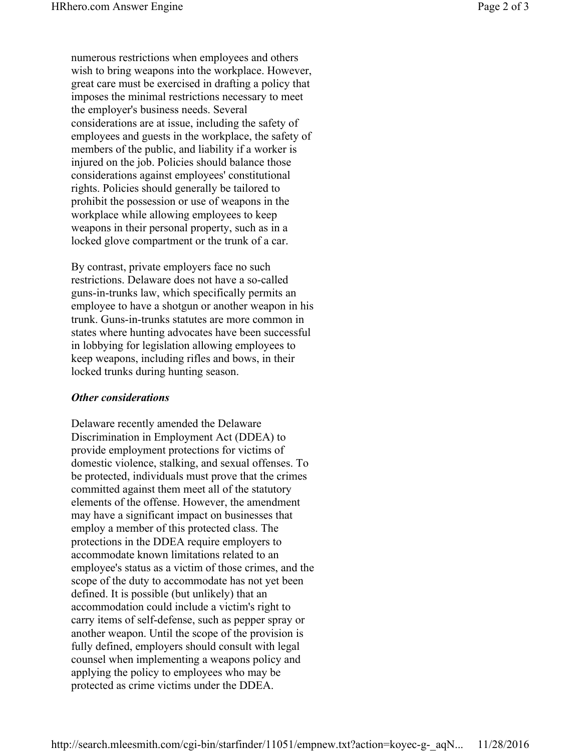numerous restrictions when employees and others wish to bring weapons into the workplace. However, great care must be exercised in drafting a policy that imposes the minimal restrictions necessary to meet the employer's business needs. Several considerations are at issue, including the safety of employees and guests in the workplace, the safety of members of the public, and liability if a worker is injured on the job. Policies should balance those considerations against employees' constitutional rights. Policies should generally be tailored to prohibit the possession or use of weapons in the workplace while allowing employees to keep weapons in their personal property, such as in a locked glove compartment or the trunk of a car.

By contrast, private employers face no such restrictions. Delaware does not have a so-called guns-in-trunks law, which specifically permits an employee to have a shotgun or another weapon in his trunk. Guns-in-trunks statutes are more common in states where hunting advocates have been successful in lobbying for legislation allowing employees to keep weapons, including rifles and bows, in their locked trunks during hunting season.

***Other considerations***

Delaware recently amended the Delaware Discrimination in Employment Act (DDEA) to provide employment protections for victims of domestic violence, stalking, and sexual offenses. To be protected, individuals must prove that the crimes committed against them meet all of the statutory elements of the offense. However, the amendment may have a significant impact on businesses that employ a member of this protected class. The protections in the DDEA require employers to accommodate known limitations related to an employee's status as a victim of those crimes, and the scope of the duty to accommodate has not yet been defined. It is possible (but unlikely) that an accommodation could include a victim's right to carry items of self-defense, such as pepper spray or another weapon. Until the scope of the provision is fully defined, employers should consult with legal counsel when implementing a weapons policy and applying the policy to employees who may be protected as crime victims under the DDEA.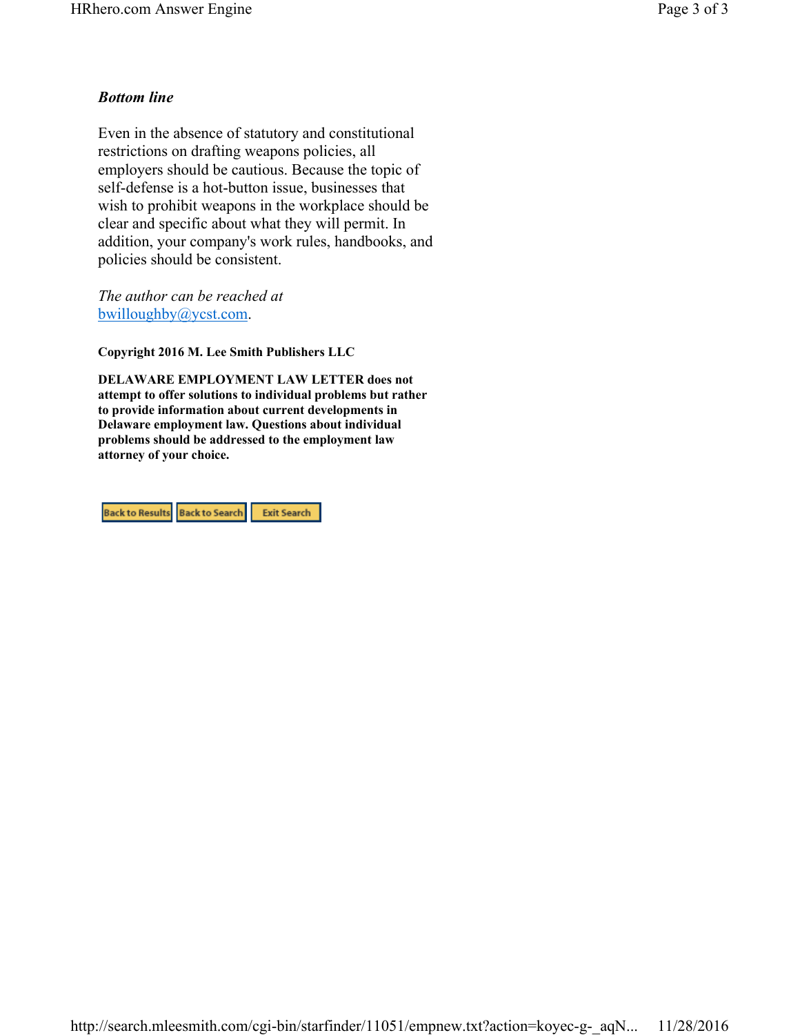***Bottom line***

Even in the absence of statutory and constitutional restrictions on drafting weapons policies, all employers should be cautious. Because the topic of self-defense is a hot-button issue, businesses that wish to prohibit weapons in the workplace should be clear and specific about what they will permit. In addition, your company's work rules, handbooks, and policies should be consistent.

*The author can be reached at* bwilloughby@ycst.com.

**Copyright 2016 M. Lee Smith Publishers LLC**

**DELAWARE EMPLOYMENT LAW LETTER does not attempt to offer solutions to individual problems but rather to provide information about current developments in Delaware employment law. Questions about individual problems should be addressed to the employment law attorney of your choice.**